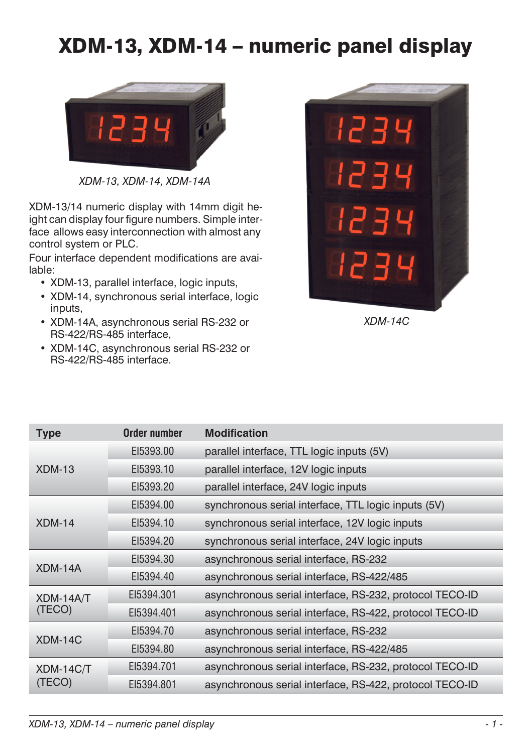# XDM-13, XDM-14 – numeric panel display

*XDM-13, XDM-14, XDM-14A*

XDM-13/14 numeric display with 14mm digit height can display four figure numbers. Simple interface allows easy interconnection with almost any control system or PLC.

Four interface dependent modifications are available:

- XDM-13, parallel interface, logic inputs,
- XDM-14, synchronous serial interface, logic inputs,
- XDM-14A, asynchronous serial RS-232 or RS-422/RS-485 interface,
- XDM-14C, asynchronous serial RS-232 or RS-422/RS-485 interface.

*XDM-14C*

| Type | Order number | Modification |
|---|---|---|
| XDM-13 | EI5393.00 | parallel interface, TTL logic inputs (5V) |
| | EI5393.10 | parallel interface, 12V logic inputs |
| | EI5393.20 | parallel interface, 24V logic inputs |
| XDM-14 | EI5394.00 | synchronous serial interface, TTL logic inputs (5V) |
| | EI5394.10 | synchronous serial interface, 12V logic inputs |
| | EI5394.20 | synchronous serial interface, 24V logic inputs |
| XDM-14A | EI5394.30 | asynchronous serial interface, RS-232 |
| | EI5394.40 | asynchronous serial interface, RS-422/485 |
| XDM-14A/T (TECO) | EI5394.301 | asynchronous serial interface, RS-232, protocol TECO-ID |
| | EI5394.401 | asynchronous serial interface, RS-422, protocol TECO-ID |
| XDM-14C | EI5394.70 | asynchronous serial interface, RS-232 |
| | EI5394.80 | asynchronous serial interface, RS-422/485 |
| XDM-14C/T (TECO) | EI5394.701 | asynchronous serial interface, RS-232, protocol TECO-ID |
| | EI5394.801 | asynchronous serial interface, RS-422, protocol TECO-ID |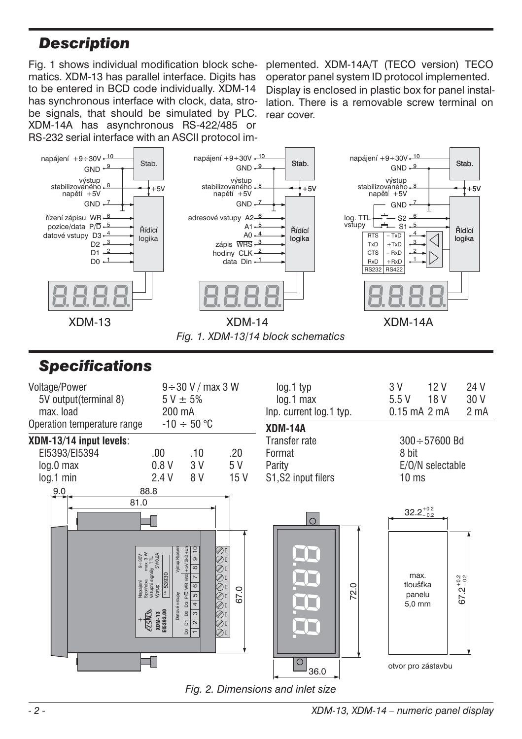## Description

Fig. 1 shows individual modification block schematics. XDM-13 has parallel interface. Digits has to be entered in BCD code individually. XDM-14 has synchronous interface with clock, data, strobe signals, that should be simulated by PLC. XDM-14A has asynchronous RS-422/485 or RS-232 serial interface with an ASCII protocol implemented. XDM-14A/T (TECO version) TECO operator panel system ID protocol implemented. Display is enclosed in plastic box for panel installation. There is a removable screw terminal on rear cover.

*Fig. 1. XDM-13/14 block schematics*

## Specifications

| | | | |
|---|---|---|---|
| Voltage/Power | 9÷30 V / max 3 W | | |
| 5V output(terminal 8) | 5 V ± 5% | | |
| max. load | 200 mA | | |
| Operation temperature range | -10 ÷ 50 °C | | |

**XDM-13/14 input levels**:

| | | | |
|---|---|---|---|
| EI5393/EI5394 | .00 | .10 | .20 |
| log.0 max | 0.8 V | 3 V | 5 V |
| log.1 min | 2.4 V | 8 V | 15 V |
| log.1 typ | 3 V | 12 V | 24 V |
| log.1 max | 5.5 V | 18 V | 30 V |
| Inp. current log.1 typ. | 0.15 mA | 2 mA | 2 mA |

**XDM-14A**

| | |
|---|---|
| Transfer rate | 300÷57600 Bd |
| Format | 8 bit |
| Parity | E/O/N selectable |
| S1,S2 input filers | 10 ms |

*Fig. 2. Dimensions and inlet size*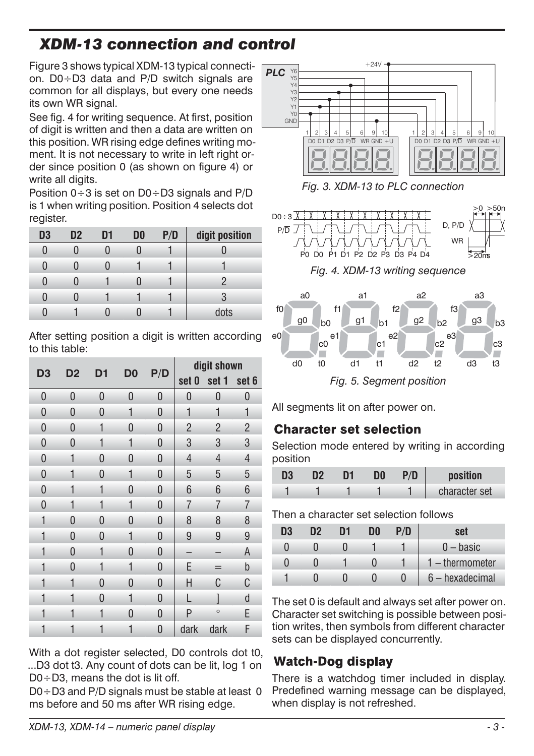## XDM-13 connection and control

Figure 3 shows typical XDM-13 typical connection. D0÷D3 data and P/D switch signals are common for all displays, but every one needs its own WR signal.

See fig. 4 for writing sequence. At first, position of digit is written and then a data are written on this position. WR rising edge defines writing moment. It is not necessary to write in left right order since position 0 (as shown on figure 4) or write all digits.

Position 0÷3 is set on D0÷D3 signals and P/D is 1 when writing position. Position 4 selects dot register.

| D3 | D2 | D1 | D0 | P/D | digit position |
|---|---|---|---|---|---|
| 0 | 0 | 0 | 0 | 1 | 0 |
| 0 | 0 | 0 | 1 | 1 | 1 |
| 0 | 0 | 1 | 0 | 1 | 2 |
| 0 | 0 | 1 | 1 | 1 | 3 |
| 0 | 1 | 0 | 0 | 1 | dots |

After setting position a digit is written according to this table:

| D3 | D2 | D1 | D0 | P/D | digit shown | | |
|---|---|---|---|---|---|---|---|
| | | | | | set 0 | set 1 | set 6 |
| 0 | 0 | 0 | 0 | 0 | 0 | 0 | 0 |
| 0 | 0 | 0 | 1 | 0 | 1 | 1 | 1 |
| 0 | 0 | 1 | 0 | 0 | 2 | 2 | 2 |
| 0 | 0 | 1 | 1 | 0 | 3 | 3 | 3 |
| 0 | 1 | 0 | 0 | 0 | 4 | 4 | 4 |
| 0 | 1 | 0 | 1 | 0 | 5 | 5 | 5 |
| 0 | 1 | 1 | 0 | 0 | 6 | 6 | 6 |
| 0 | 1 | 1 | 1 | 0 | 7 | 7 | 7 |
| 1 | 0 | 0 | 0 | 0 | 8 | 8 | 8 |
| 1 | 0 | 0 | 1 | 0 | 9 | 9 | 9 |
| 1 | 0 | 1 | 0 | 0 | – | – | A |
| 1 | 0 | 1 | 1 | 0 | E | = | b |
| 1 | 1 | 0 | 0 | 0 | H | C | C |
| 1 | 1 | 0 | 1 | 0 | L | ] | d |
| 1 | 1 | 1 | 0 | 0 | P | ° | E |
| 1 | 1 | 1 | 1 | 0 | dark | dark | F |

With a dot register selected, D0 controls dot t0, ...D3 dot t3. Any count of dots can be lit, log 1 on D0÷D3, means the dot is lit off.

D0÷D3 and P/D signals must be stable at least 0 ms before and 50 ms after WR rising edge.

*Fig. 3. XDM-13 to PLC connection*

*Fig. 4. XDM-13 writing sequence*

*Fig. 5. Segment position*

All segments lit on after power on.

### Character set selection

Selection mode entered by writing in according position

| D3 | D2 | D1 | D0 | P/D | position |
|---|---|---|---|---|---|
| 1 | 1 | 1 | 1 | 1 | character set |

Then a character set selection follows

| D3 | D2 | D1 | D0 | P/D | set |
|---|---|---|---|---|---|
| 0 | 0 | 0 | 1 | 1 | 0 – basic |
| 0 | 0 | 1 | 0 | 1 | 1 – thermometer |
| 1 | 0 | 0 | 0 | 0 | 6 – hexadecimal |

The set 0 is default and always set after power on. Character set switching is possible between position writes, then symbols from different character sets can be displayed concurrently.

### Watch-Dog display

There is a watchdog timer included in display. Predefined warning message can be displayed, when display is not refreshed.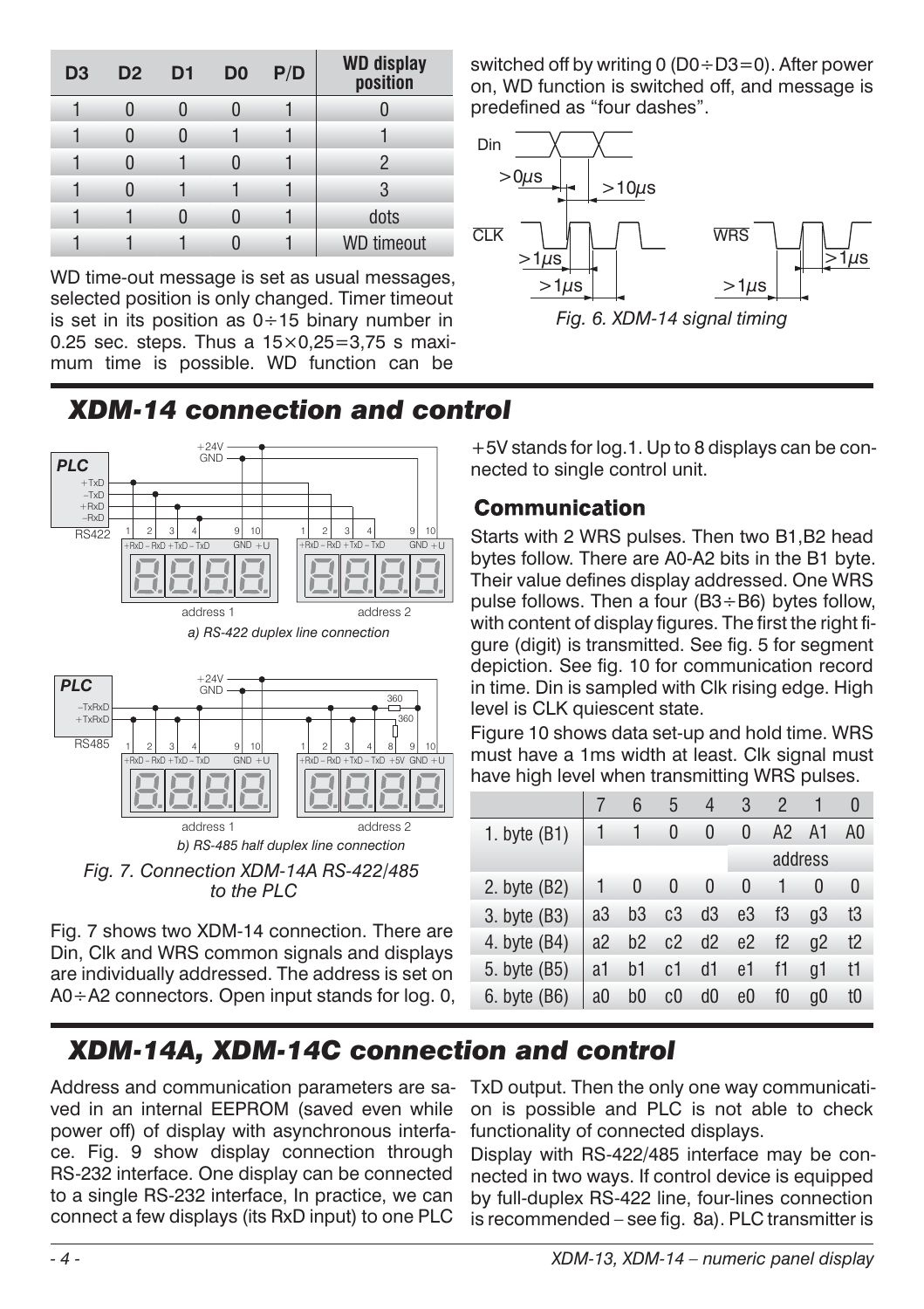| D3 | D2 | D1 | D0 | P/D | WD display position |
|---|---|---|---|---|---|
| 1 | 0 | 0 | 0 | 1 | 0 |
| 1 | 0 | 0 | 1 | 1 | 1 |
| 1 | 0 | 1 | 0 | 1 | 2 |
| 1 | 0 | 1 | 1 | 1 | 3 |
| 1 | 1 | 0 | 0 | 1 | dots |
| 1 | 1 | 1 | 0 | 1 | WD timeout |

WD time-out message is set as usual messages, selected position is only changed. Timer timeout is set in its position as 0÷15 binary number in 0.25 sec. steps. Thus a 15×0,25=3,75 s maximum time is possible. WD function can be switched off by writing 0 (D0÷D3=0). After power on, WD function is switched off, and message is predefined as "four dashes".

*Fig. 6. XDM-14 signal timing*

## XDM-14 connection and control

*a) RS-422 duplex line connection*

*b) RS-485 half duplex line connection*

*Fig. 7. Connection XDM-14A RS-422/485 to the PLC*

Fig. 7 shows two XDM-14 connection. There are Din, Clk and WRS common signals and displays are individually addressed. The address is set on A0÷A2 connectors. Open input stands for log. 0, +5V stands for log.1. Up to 8 displays can be connected to single control unit.

### Communication

Starts with 2 WRS pulses. Then two B1,B2 head bytes follow. There are A0-A2 bits in the B1 byte. Their value defines display addressed. One WRS pulse follows. Then a four (B3÷B6) bytes follow, with content of display figures. The first the right figure (digit) is transmitted. See fig. 5 for segment depiction. See fig. 10 for communication record in time. Din is sampled with Clk rising edge. High level is CLK quiescent state.

Figure 10 shows data set-up and hold time. WRS must have a 1ms width at least. Clk signal must have high level when transmitting WRS pulses.

| | 7 | 6 | 5 | 4 | 3 | 2 | 1 | 0 |
|---|---|---|---|---|---|---|---|---|
| 1. byte (B1) | 1 | 1 | 0 | 0 | 0 | A2 | A1 | A0 |
| | | | | | | address | | |
| 2. byte (B2) | 1 | 0 | 0 | 0 | 0 | 1 | 0 | 0 |
| 3. byte (B3) | a3 | b3 | c3 | d3 | e3 | f3 | g3 | t3 |
| 4. byte (B4) | a2 | b2 | c2 | d2 | e2 | f2 | g2 | t2 |
| 5. byte (B5) | a1 | b1 | c1 | d1 | e1 | f1 | g1 | t1 |
| 6. byte (B6) | a0 | b0 | c0 | d0 | e0 | f0 | g0 | t0 |

## XDM-14A, XDM-14C connection and control

Address and communication parameters are saved in an internal EEPROM (saved even while power off) of display with asynchronous interface. Fig. 9 show display connection through RS-232 interface. One display can be connected to a single RS-232 interface, In practice, we can connect a few displays (its RxD input) to one PLC TxD output. Then the only one way communication is possible and PLC is not able to check functionality of connected displays.

Display with RS-422/485 interface may be connected in two ways. If control device is equipped by full-duplex RS-422 line, four-lines connection is recommended – see fig. 8a). PLC transmitter is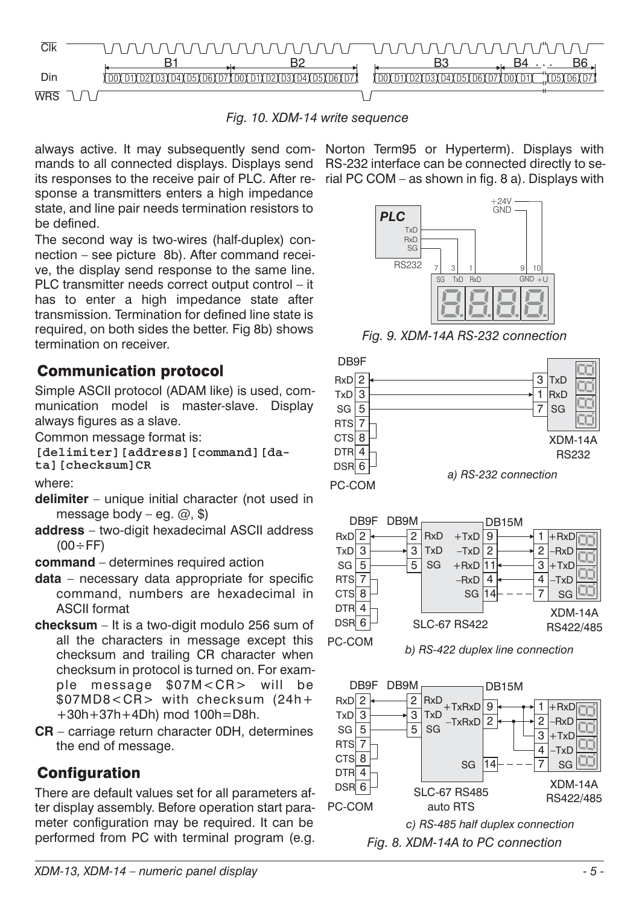*Fig. 10. XDM-14 write sequence*

always active. It may subsequently send commands to all connected displays. Displays send its responses to the receive pair of PLC. After response a transmitters enters a high impedance state, and line pair needs termination resistors to be defined.

The second way is two-wires (half-duplex) connection – see picture 8b). After command receive, the display send response to the same line. PLC transmitter needs correct output control – it has to enter a high impedance state after transmission. Termination for defined line state is required, on both sides the better. Fig 8b) shows termination on receiver.

## Communication protocol

Simple ASCII protocol (ADAM like) is used, communication model is master-slave. Display always figures as a slave.

Common message format is:

`[delimiter][address][command][data][checksum]CR`

where:

- **delimiter** – unique initial character (not used in message body – eg. @, $)
- **address** – two-digit hexadecimal ASCII address (00÷FF)
- **command** – determines required action
- **data** – necessary data appropriate for specific command, numbers are hexadecimal in ASCII format
- **checksum** – It is a two-digit modulo 256 sum of all the characters in message except this checksum and trailing CR character when checksum in protocol is turned on. For example message $07M<CR> will be $07MD8<CR> with checksum (24h+ +30h+37h+4Dh) mod 100h=D8h.
- **CR** – carriage return character 0DH, determines the end of message.

## Configuration

There are default values set for all parameters after display assembly. Before operation start parameter configuration may be required. It can be performed from PC with terminal program (e.g. Norton Term95 or Hyperterm). Displays with RS-232 interface can be connected directly to serial PC COM – as shown in fig. 8 a). Displays with

*Fig. 9. XDM-14A RS-232 connection*

*a) RS-232 connection*

*b) RS-422 duplex line connection*

*c) RS-485 half duplex connection*

*Fig. 8. XDM-14A to PC connection*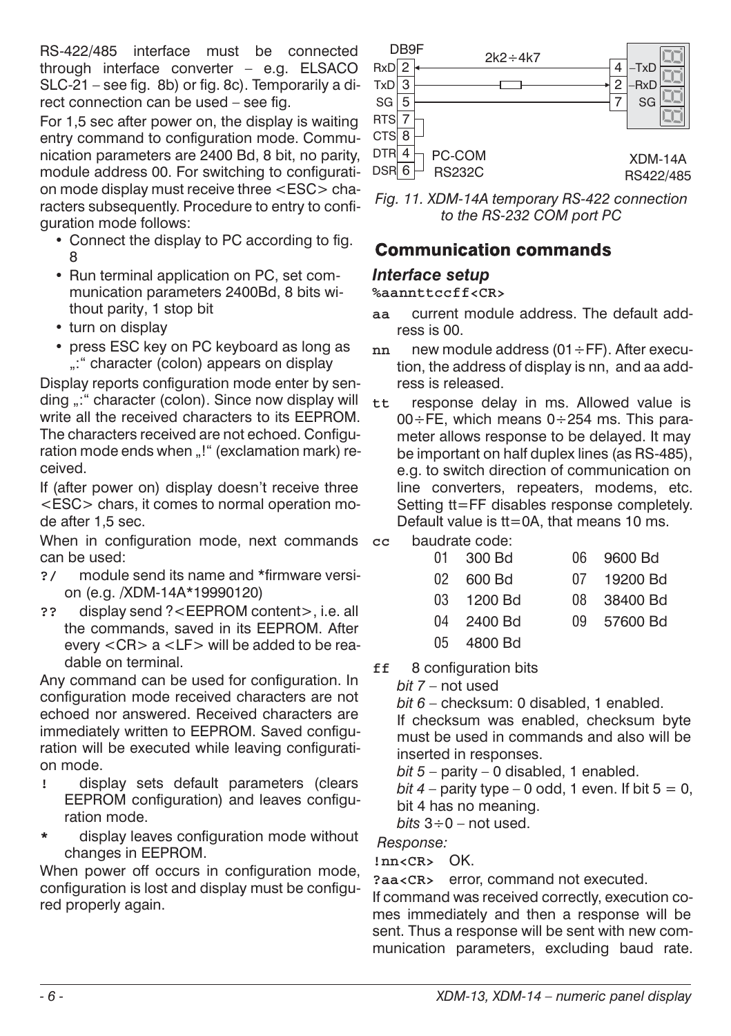RS-422/485 interface must be connected through interface converter – e.g. ELSACO SLC-21 – see fig. 8b) or fig. 8c). Temporarily a direct connection can be used – see fig.

For 1,5 sec after power on, the display is waiting entry command to configuration mode. Communication parameters are 2400 Bd, 8 bit, no parity, module address 00. For switching to configuration mode display must receive three <ESC> characters subsequently. Procedure to entry to configuration mode follows:

- Connect the display to PC according to fig. 8
- Run terminal application on PC, set communication parameters 2400Bd, 8 bits without parity, 1 stop bit
- turn on display
- press ESC key on PC keyboard as long as „:" character (colon) appears on display

Display reports configuration mode enter by sending „:" character (colon). Since now display will write all the received characters to its EEPROM. The characters received are not echoed. Configuration mode ends when „!" (exclamation mark) received.

If (after power on) display doesn't receive three <ESC> chars, it comes to normal operation mode after 1,5 sec.

When in configuration mode, next commands can be used:

**?/** module send its name and *firmware version (e.g. /XDM-14A*19990120)

**??** display send ?<EEPROM content>, i.e. all the commands, saved in its EEPROM. After every <CR> a <LF> will be added to be readable on terminal.

Any command can be used for configuration. In configuration mode received characters are not echoed nor answered. Received characters are immediately written to EEPROM. Saved configuration will be executed while leaving configuration mode.

**!** display sets default parameters (clears EEPROM configuration) and leaves configuration mode.

**\*** display leaves configuration mode without changes in EEPROM.

When power off occurs in configuration mode, configuration is lost and display must be configured properly again.

DB9F: RxD 2, TxD 3, SG 5, RTS 7, CTS 8, DTR 4, DSR 6 — PC-COM RS232C
2k2÷4k7
XDM-14A RS422/485: 4 –TxD, 2 –RxD, 7 SG

*Fig. 11. XDM-14A temporary RS-422 connection to the RS-232 COM port PC*

## Communication commands

### *Interface setup*

**%aannttccff<CR>**

**aa** current module address. The default address is 00.

**nn** new module address (01÷FF). After execution, the address of display is nn, and aa address is released.

**tt** response delay in ms. Allowed value is 00÷FE, which means 0÷254 ms. This parameter allows response to be delayed. It may be important on half duplex lines (as RS-485), e.g. to switch direction of communication on line converters, repeaters, modems, etc. Setting tt=FF disables response completely. Default value is tt=0A, that means 10 ms.

**cc** baudrate code:

| Code | Baudrate | Code | Baudrate |
|---|---|---|---|
| 01 | 300 Bd | 06 | 9600 Bd |
| 02 | 600 Bd | 07 | 19200 Bd |
| 03 | 1200 Bd | 08 | 38400 Bd |
| 04 | 2400 Bd | 09 | 57600 Bd |
| 05 | 4800 Bd | | |

**ff** 8 configuration bits

*bit 7* – not used

*bit 6* – checksum: 0 disabled, 1 enabled.

If checksum was enabled, checksum byte must be used in commands and also will be inserted in responses.

*bit 5* – parity – 0 disabled, 1 enabled.

*bit 4* – parity type – 0 odd, 1 even. If bit 5 = 0, bit 4 has no meaning.

*bits* 3÷0 – not used.

*Response:*

**!nn<CR>** OK.

**?aa<CR>** error, command not executed.

If command was received correctly, execution comes immediately and then a response will be sent. Thus a response will be sent with new communication parameters, excluding baud rate.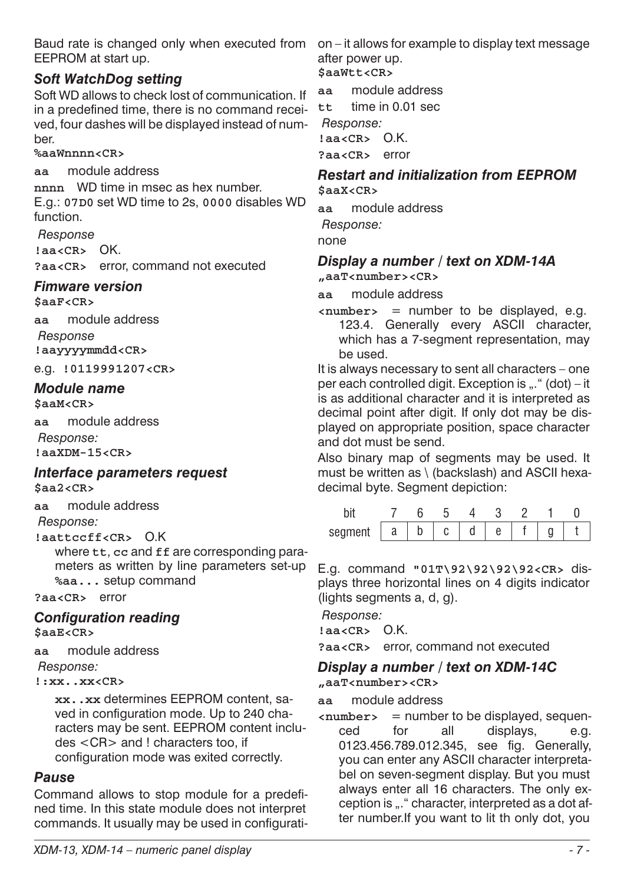Baud rate is changed only when executed from EEPROM at start up.

### Soft WatchDog setting

Soft WD allows to check lost of communication. If in a predefined time, there is no command received, four dashes will be displayed instead of number.

**%aaWnnnn<CR>**

**aa** module address

**nnnn** WD time in msec as hex number.

E.g.: **07D0** set WD time to 2s, **0000** disables WD function.

*Response*

**!aa<CR>** OK.

**?aa<CR>** error, command not executed

### Fimware version

**$aaF<CR>**

**aa** module address

*Response*

**!aayyyymmdd<CR>**

e.g. **!0119991207<CR>**

### Module name

**$aaM<CR>**

**aa** module address

*Response:*

**!aaXDM-15<CR>**

### Interface parameters request

**$aa2<CR>**

**aa** module address

*Response:*

**!aattccff<CR>** O.K

where **tt**, **cc** and **ff** are corresponding parameters as written by line parameters set-up **%aa...** setup command

**?aa<CR>** error

### Configuration reading

**$aaE<CR>**

**aa** module address

*Response:*

**!:xx..xx<CR>**

**xx..xx** determines EEPROM content, saved in configuration mode. Up to 240 characters may be sent. EEPROM content includes <CR> and ! characters too, if configuration mode was exited correctly.

### Pause

Command allows to stop module for a predefined time. In this state module does not interpret commands. It usually may be used in configuration – it allows for example to display text message after power up.

**$aaWtt<CR>**

**aa** module address

**tt** time in 0.01 sec

*Response:*

**!aa<CR>** O.K.

**?aa<CR>** error

### Restart and initialization from EEPROM

**$aaX<CR>**

**aa** module address

*Response:*

none

### Display a number / text on XDM-14A

**„aaT<number><CR>**

**aa** module address

**<number>** = number to be displayed, e.g. 123.4. Generally every ASCII character, which has a 7-segment representation, may be used.

It is always necessary to sent all characters – one per each controlled digit. Exception is „." (dot) – it is as additional character and it is interpreted as decimal point after digit. If only dot may be displayed on appropriate position, space character and dot must be send.

Also binary map of segments may be used. It must be written as \ (backslash) and ASCII hexadecimal byte. Segment depiction:

| bit | 7 | 6 | 5 | 4 | 3 | 2 | 1 | 0 |
|---|---|---|---|---|---|---|---|---|
| segment | a | b | c | d | e | f | g | t |

E.g. command **"01T\92\92\92<CR>** displays three horizontal lines on 4 digits indicator (lights segments a, d, g).

*Response:*

**!aa<CR>** O.K.

**?aa<CR>** error, command not executed

### Display a number / text on XDM-14C

**„aaT<number><CR>**

**aa** module address

**<number>** = number to be displayed, sequenced for all displays, e.g. 0123.456.789.012.345, see fig. Generally, you can enter any ASCII character interpretabel on seven-segment display. But you must always enter all 16 characters. The only exception is „." character, interpreted as a dot after number.If you want to lit th only dot, you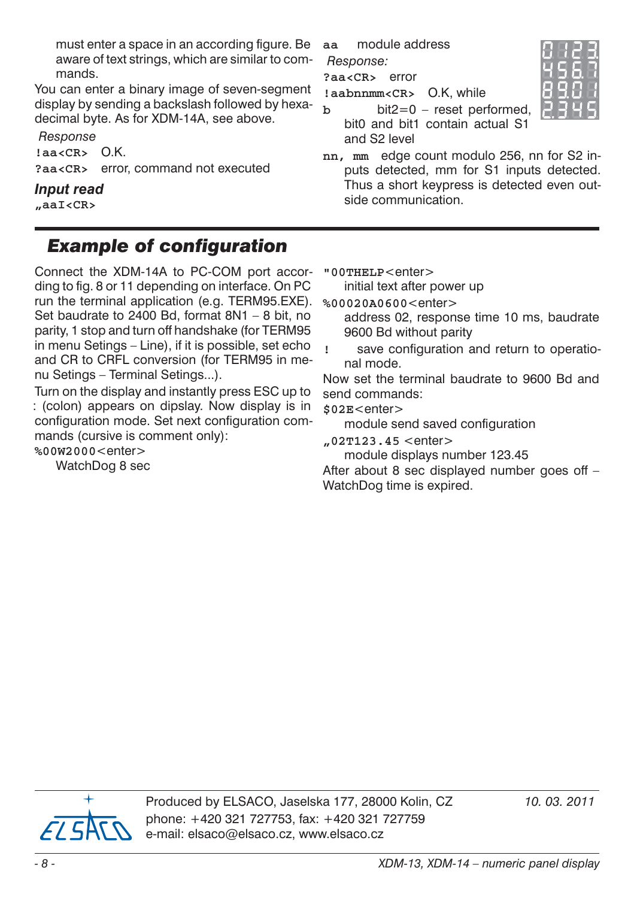must enter a space in an according figure. Be aware of text strings, which are similar to commands.

You can enter a binary image of seven-segment display by sending a backslash followed by hexadecimal byte. As for XDM-14A, see above.

*Response*

**!aa<CR>** O.K.

**?aa<CR>** error, command not executed

### *Input read*

**„aaI<CR>**

**aa** module address

*Response:*

**?aa<CR>** error

**!aabnnmm<CR>** O.K, while

**b** bit2=0 – reset performed, bit0 and bit1 contain actual S1 and S2 level

**nn, mm** edge count modulo 256, nn for S2 inputs detected, mm for S1 inputs detected. Thus a short keypress is detected even outside communication.

## *Example of configuration*

Connect the XDM-14A to PC-COM port according to fig. 8 or 11 depending on interface. On PC run the terminal application (e.g. TERM95.EXE). Set baudrate to 2400 Bd, format 8N1 – 8 bit, no parity, 1 stop and turn off handshake (for TERM95 in menu Setings – Line), if it is possible, set echo and CR to CRFL conversion (for TERM95 in menu Setings – Terminal Setings...).

Turn on the display and instantly press ESC up to : (colon) appears on dipslay. Now display is in configuration mode. Set next configuration commands (cursive is comment only):

**%00W2000**<enter>
  *WatchDog 8 sec*

**"00THELP**<enter>
  *initial text after power up*

**%00020A0600**<enter>
  *address 02, response time 10 ms, baudrate 9600 Bd without parity*

**!** *save configuration and return to operational mode.*

Now set the terminal baudrate to 9600 Bd and send commands:

**$02E**<enter>
  *module send saved configuration*

**„02T123.45** <enter>
  *module displays number 123.45*

After about 8 sec displayed number goes off – WatchDog time is expired.

Produced by ELSACO, Jaselska 177, 28000 Kolin, CZ  
phone: +420 321 727753, fax: +420 321 727759  
e-mail: elsaco@elsaco.cz, www.elsaco.cz

*10. 03. 2011*